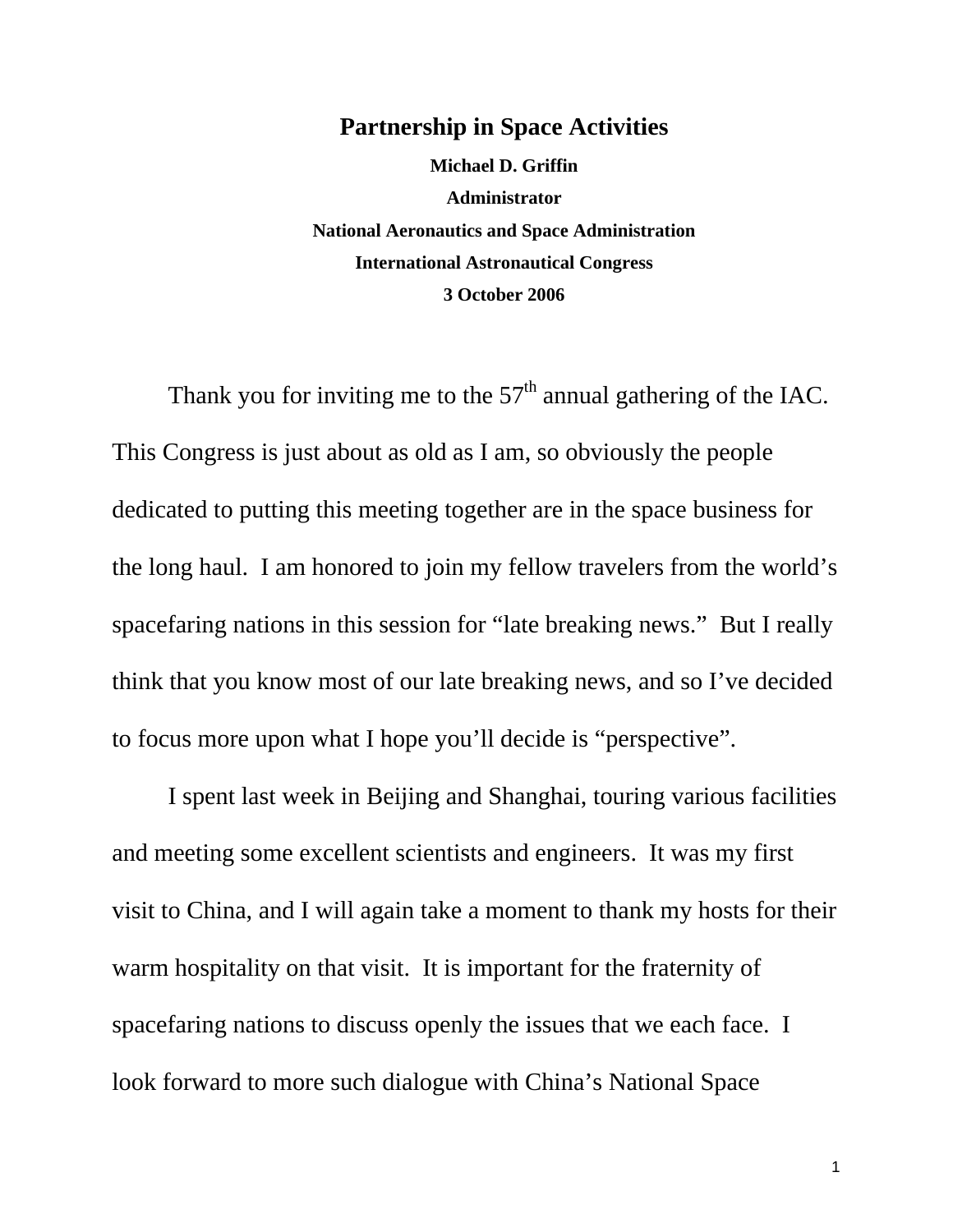# Partnership in Space Activities

**Michael D. Griffin**

**Administrator**

**National Aeronautics and Space Administration**

**International Astronautical Congress**

**3 October 2006**

Thank you for inviting me to the 57th annual gathering of the IAC. This Congress is just about as old as I am, so obviously the people dedicated to putting this meeting together are in the space business for the long haul. I am honored to join my fellow travelers from the world's spacefaring nations in this session for "late breaking news." But I really think that you know most of our late breaking news, and so I've decided to focus more upon what I hope you'll decide is "perspective".

I spent last week in Beijing and Shanghai, touring various facilities and meeting some excellent scientists and engineers. It was my first visit to China, and I will again take a moment to thank my hosts for their warm hospitality on that visit. It is important for the fraternity of spacefaring nations to discuss openly the issues that we each face. I look forward to more such dialogue with China's National Space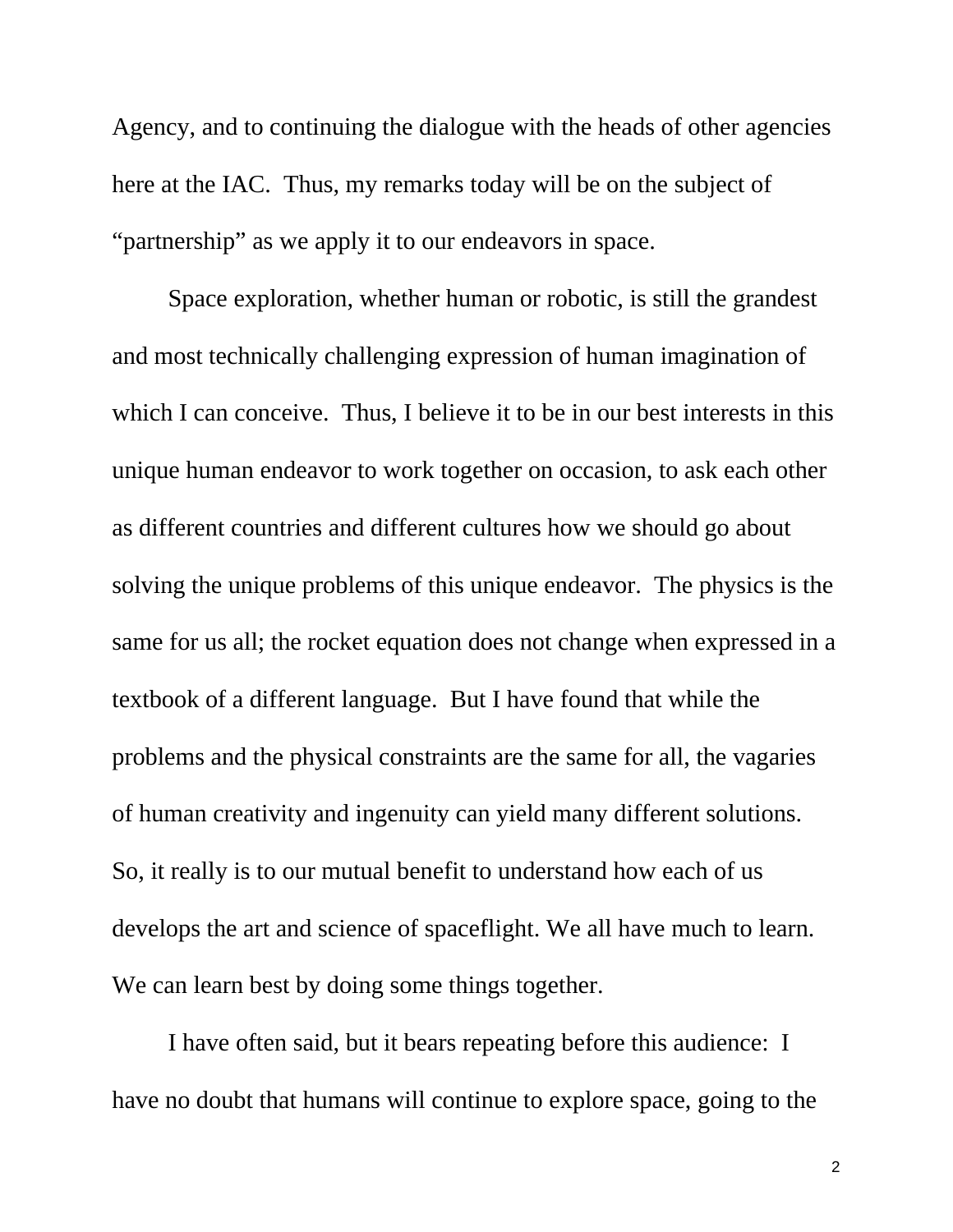Agency, and to continuing the dialogue with the heads of other agencies here at the IAC. Thus, my remarks today will be on the subject of "partnership" as we apply it to our endeavors in space.

Space exploration, whether human or robotic, is still the grandest and most technically challenging expression of human imagination of which I can conceive. Thus, I believe it to be in our best interests in this unique human endeavor to work together on occasion, to ask each other as different countries and different cultures how we should go about solving the unique problems of this unique endeavor. The physics is the same for us all; the rocket equation does not change when expressed in a textbook of a different language. But I have found that while the problems and the physical constraints are the same for all, the vagaries of human creativity and ingenuity can yield many different solutions. So, it really is to our mutual benefit to understand how each of us develops the art and science of spaceflight. We all have much to learn. We can learn best by doing some things together.

I have often said, but it bears repeating before this audience: I have no doubt that humans will continue to explore space, going to the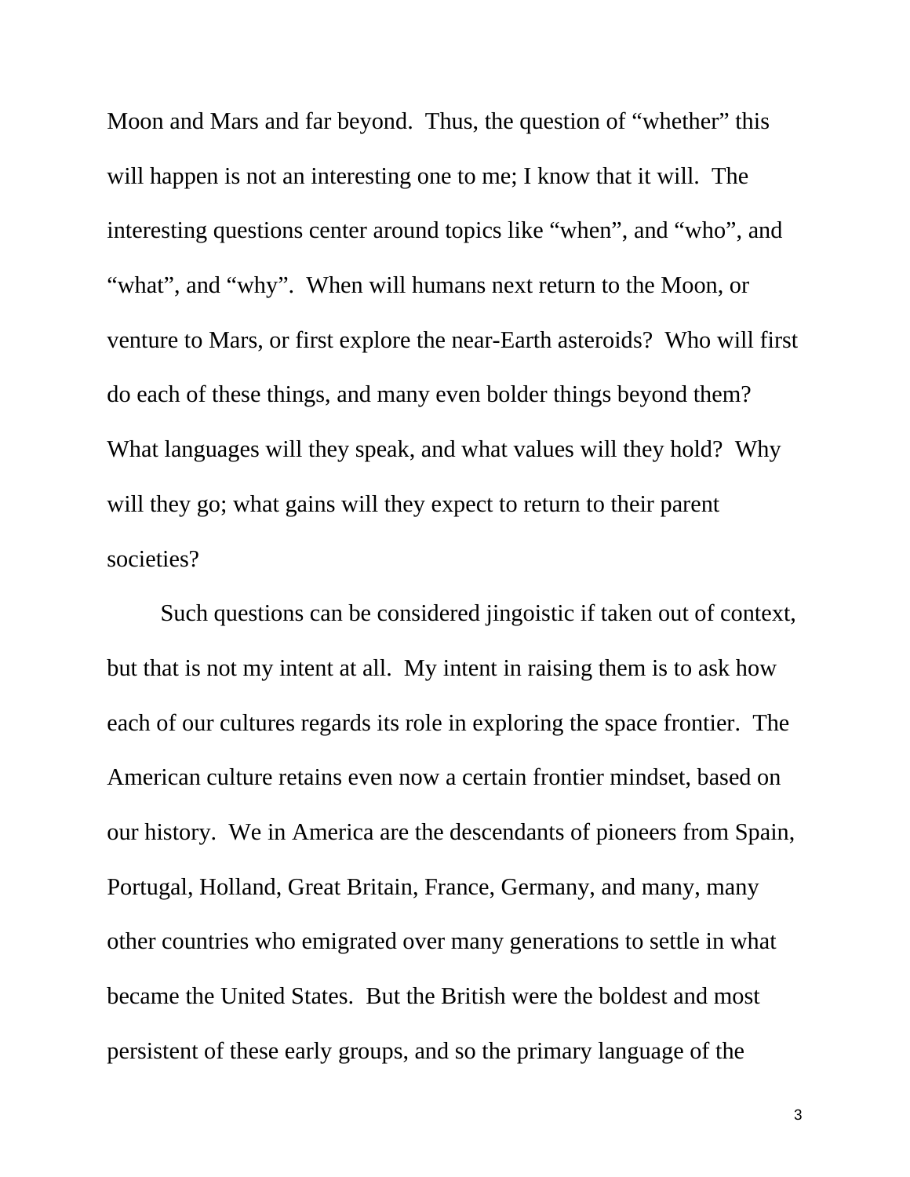Moon and Mars and far beyond. Thus, the question of "whether" this will happen is not an interesting one to me; I know that it will. The interesting questions center around topics like "when", and "who", and "what", and "why". When will humans next return to the Moon, or venture to Mars, or first explore the near-Earth asteroids? Who will first do each of these things, and many even bolder things beyond them? What languages will they speak, and what values will they hold? Why will they go; what gains will they expect to return to their parent societies?

Such questions can be considered jingoistic if taken out of context, but that is not my intent at all. My intent in raising them is to ask how each of our cultures regards its role in exploring the space frontier. The American culture retains even now a certain frontier mindset, based on our history. We in America are the descendants of pioneers from Spain, Portugal, Holland, Great Britain, France, Germany, and many, many other countries who emigrated over many generations to settle in what became the United States. But the British were the boldest and most persistent of these early groups, and so the primary language of the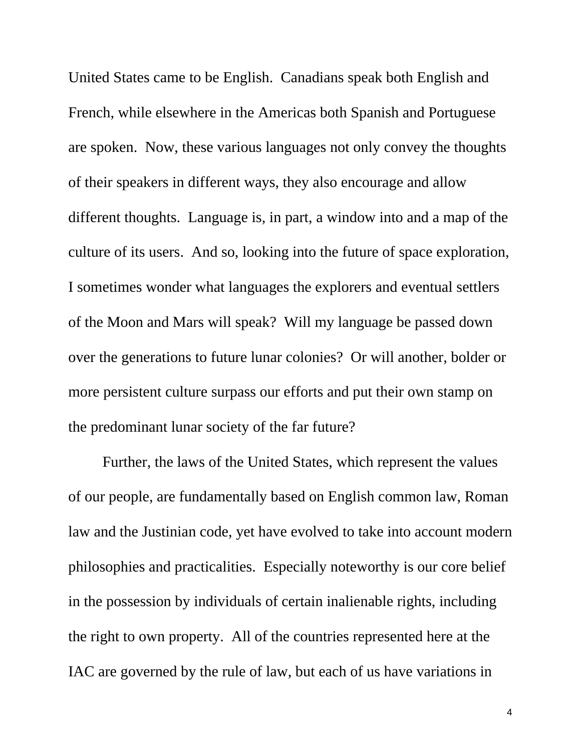United States came to be English. Canadians speak both English and French, while elsewhere in the Americas both Spanish and Portuguese are spoken. Now, these various languages not only convey the thoughts of their speakers in different ways, they also encourage and allow different thoughts. Language is, in part, a window into and a map of the culture of its users. And so, looking into the future of space exploration, I sometimes wonder what languages the explorers and eventual settlers of the Moon and Mars will speak? Will my language be passed down over the generations to future lunar colonies? Or will another, bolder or more persistent culture surpass our efforts and put their own stamp on the predominant lunar society of the far future?

Further, the laws of the United States, which represent the values of our people, are fundamentally based on English common law, Roman law and the Justinian code, yet have evolved to take into account modern philosophies and practicalities. Especially noteworthy is our core belief in the possession by individuals of certain inalienable rights, including the right to own property. All of the countries represented here at the IAC are governed by the rule of law, but each of us have variations in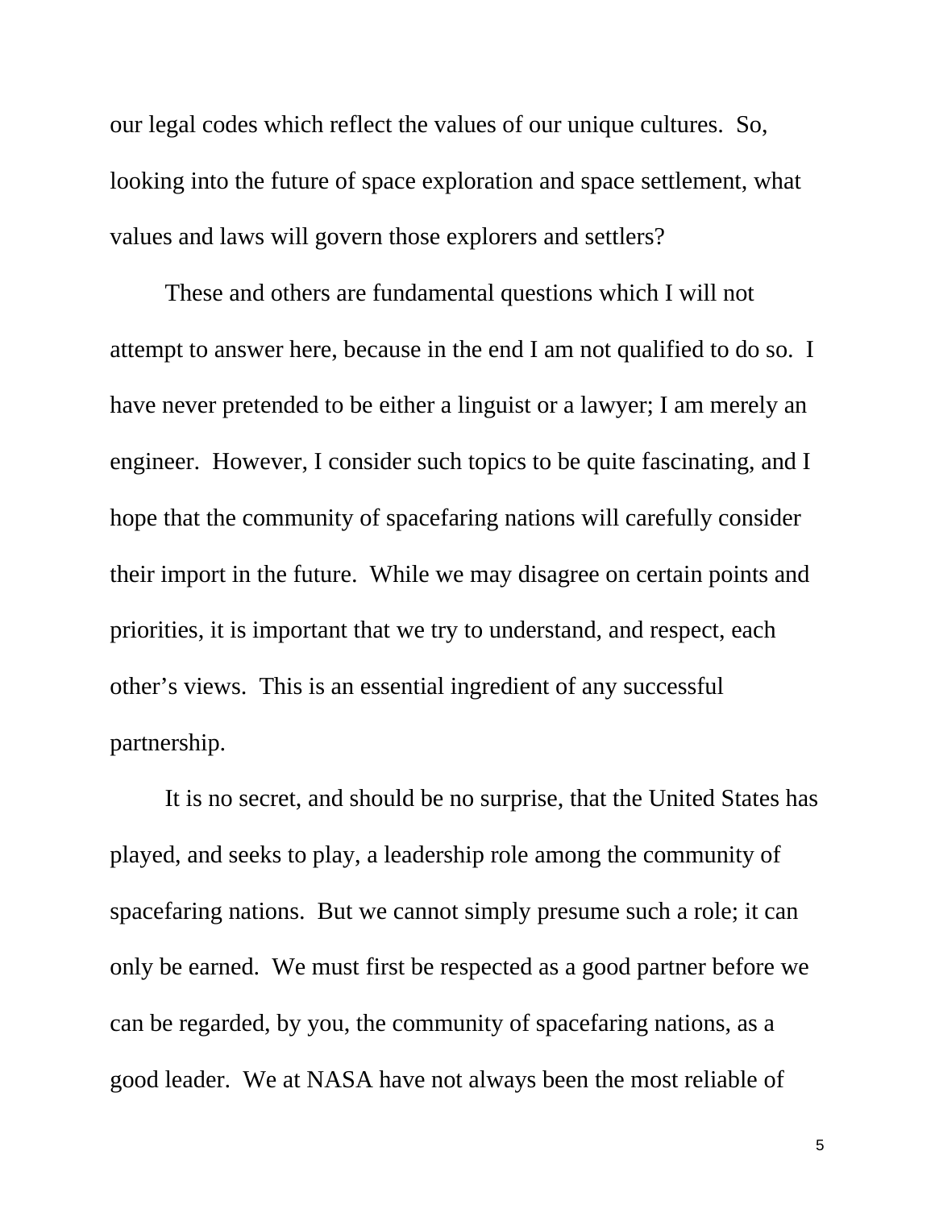our legal codes which reflect the values of our unique cultures.  So, looking into the future of space exploration and space settlement, what values and laws will govern those explorers and settlers?

These and others are fundamental questions which I will not attempt to answer here, because in the end I am not qualified to do so.  I have never pretended to be either a linguist or a lawyer; I am merely an engineer.  However, I consider such topics to be quite fascinating, and I hope that the community of spacefaring nations will carefully consider their import in the future.  While we may disagree on certain points and priorities, it is important that we try to understand, and respect, each other's views.  This is an essential ingredient of any successful partnership.

It is no secret, and should be no surprise, that the United States has played, and seeks to play, a leadership role among the community of spacefaring nations.  But we cannot simply presume such a role; it can only be earned.  We must first be respected as a good partner before we can be regarded, by you, the community of spacefaring nations, as a good leader.  We at NASA have not always been the most reliable of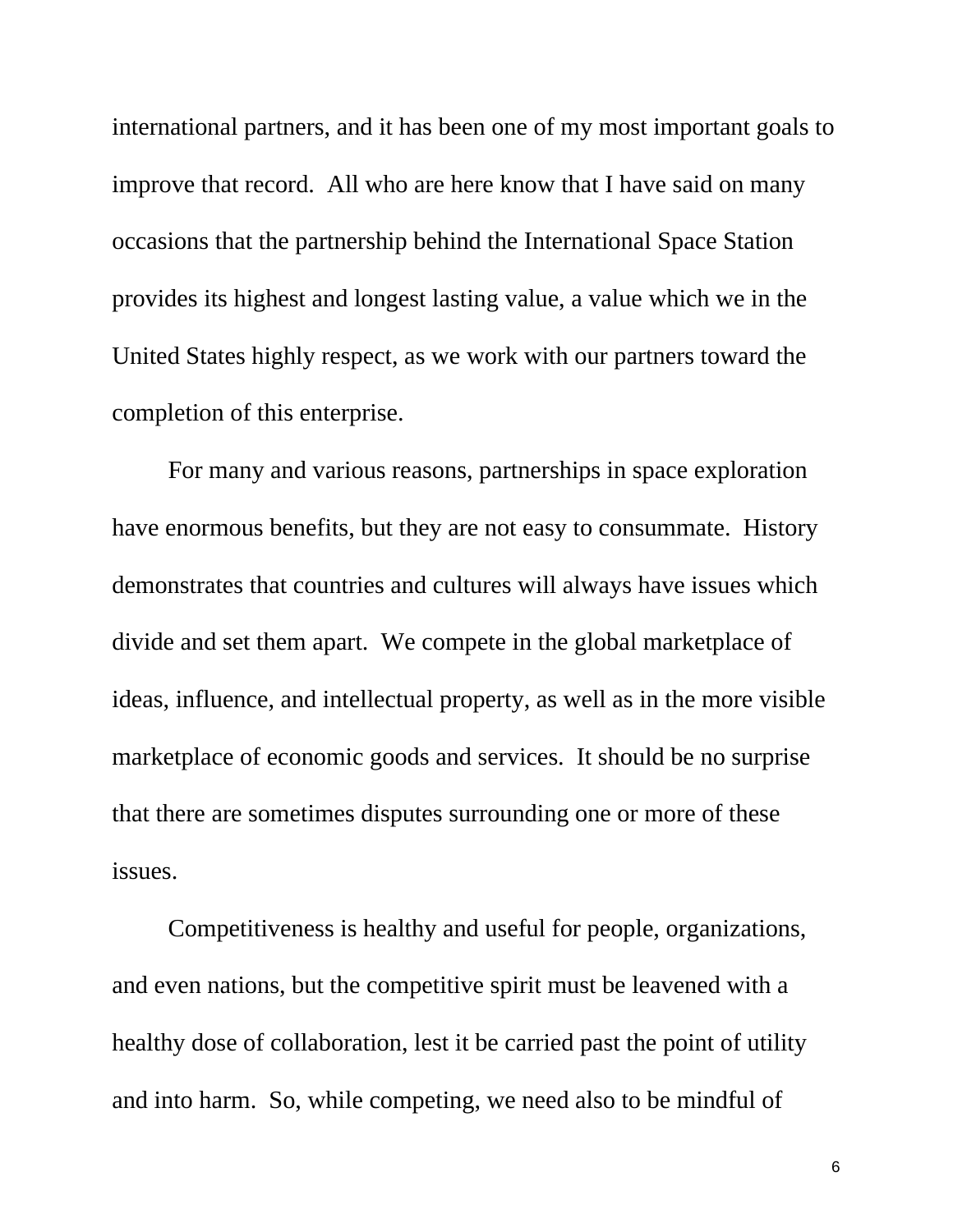international partners, and it has been one of my most important goals to improve that record. All who are here know that I have said on many occasions that the partnership behind the International Space Station provides its highest and longest lasting value, a value which we in the United States highly respect, as we work with our partners toward the completion of this enterprise.

For many and various reasons, partnerships in space exploration have enormous benefits, but they are not easy to consummate. History demonstrates that countries and cultures will always have issues which divide and set them apart. We compete in the global marketplace of ideas, influence, and intellectual property, as well as in the more visible marketplace of economic goods and services. It should be no surprise that there are sometimes disputes surrounding one or more of these issues.

Competitiveness is healthy and useful for people, organizations, and even nations, but the competitive spirit must be leavened with a healthy dose of collaboration, lest it be carried past the point of utility and into harm. So, while competing, we need also to be mindful of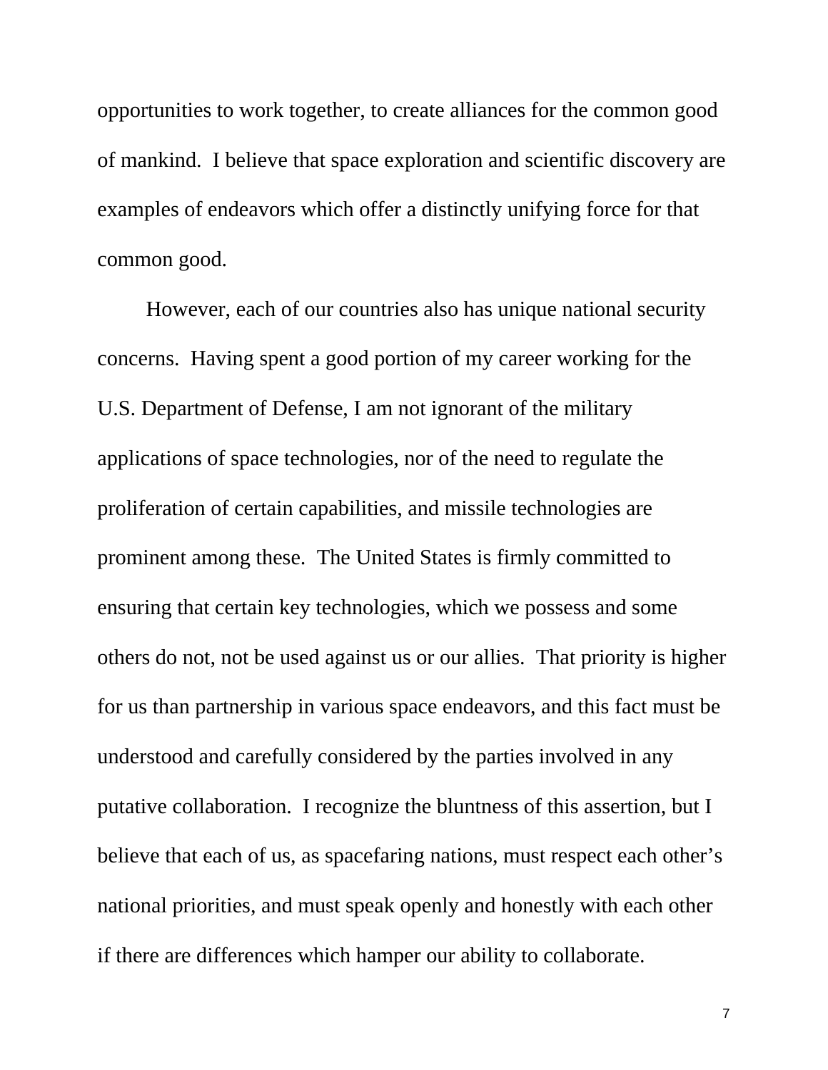opportunities to work together, to create alliances for the common good of mankind. I believe that space exploration and scientific discovery are examples of endeavors which offer a distinctly unifying force for that common good.

However, each of our countries also has unique national security concerns. Having spent a good portion of my career working for the U.S. Department of Defense, I am not ignorant of the military applications of space technologies, nor of the need to regulate the proliferation of certain capabilities, and missile technologies are prominent among these. The United States is firmly committed to ensuring that certain key technologies, which we possess and some others do not, not be used against us or our allies. That priority is higher for us than partnership in various space endeavors, and this fact must be understood and carefully considered by the parties involved in any putative collaboration. I recognize the bluntness of this assertion, but I believe that each of us, as spacefaring nations, must respect each other's national priorities, and must speak openly and honestly with each other if there are differences which hamper our ability to collaborate.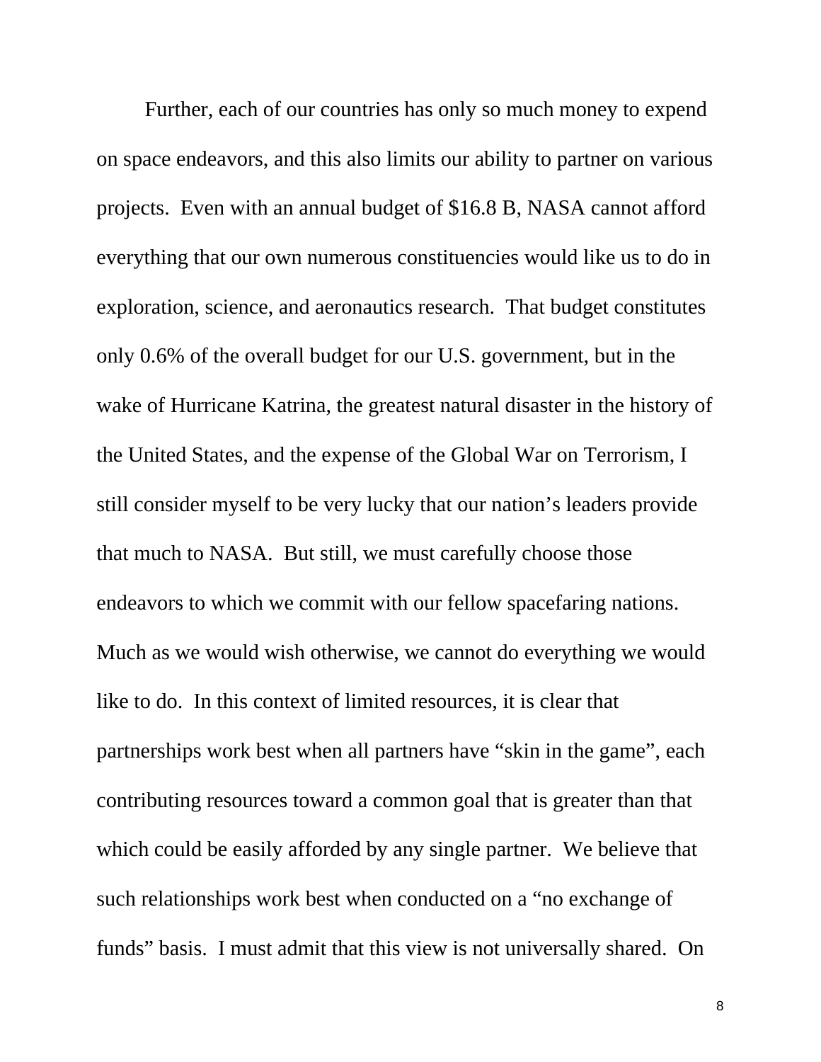Further, each of our countries has only so much money to expend on space endeavors, and this also limits our ability to partner on various projects. Even with an annual budget of $16.8 B, NASA cannot afford everything that our own numerous constituencies would like us to do in exploration, science, and aeronautics research. That budget constitutes only 0.6% of the overall budget for our U.S. government, but in the wake of Hurricane Katrina, the greatest natural disaster in the history of the United States, and the expense of the Global War on Terrorism, I still consider myself to be very lucky that our nation's leaders provide that much to NASA. But still, we must carefully choose those endeavors to which we commit with our fellow spacefaring nations. Much as we would wish otherwise, we cannot do everything we would like to do. In this context of limited resources, it is clear that partnerships work best when all partners have "skin in the game", each contributing resources toward a common goal that is greater than that which could be easily afforded by any single partner. We believe that such relationships work best when conducted on a "no exchange of funds" basis. I must admit that this view is not universally shared. On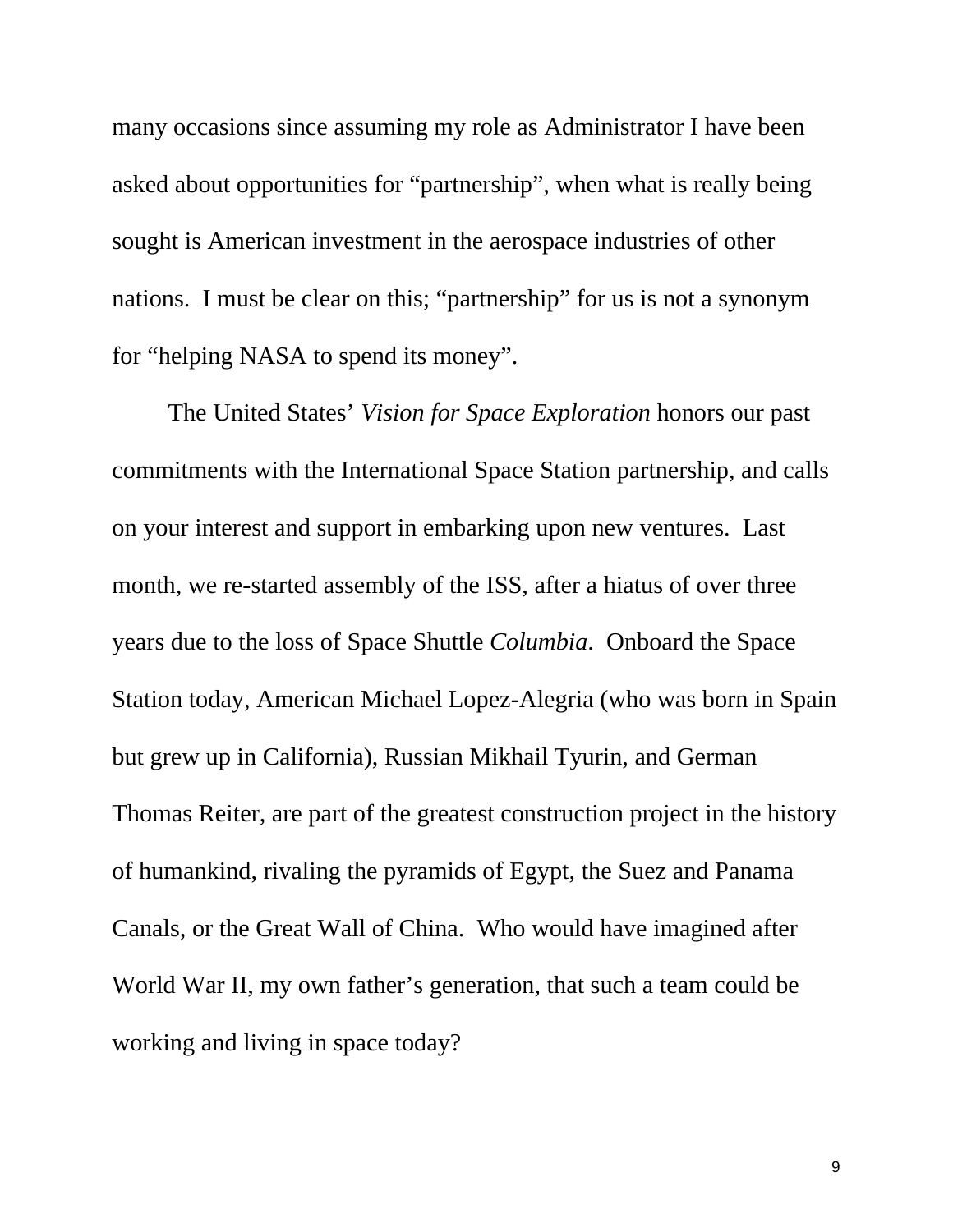many occasions since assuming my role as Administrator I have been asked about opportunities for "partnership", when what is really being sought is American investment in the aerospace industries of other nations. I must be clear on this; "partnership" for us is not a synonym for "helping NASA to spend its money".

The United States' *Vision for Space Exploration* honors our past commitments with the International Space Station partnership, and calls on your interest and support in embarking upon new ventures. Last month, we re-started assembly of the ISS, after a hiatus of over three years due to the loss of Space Shuttle *Columbia*. Onboard the Space Station today, American Michael Lopez-Alegria (who was born in Spain but grew up in California), Russian Mikhail Tyurin, and German Thomas Reiter, are part of the greatest construction project in the history of humankind, rivaling the pyramids of Egypt, the Suez and Panama Canals, or the Great Wall of China. Who would have imagined after World War II, my own father's generation, that such a team could be working and living in space today?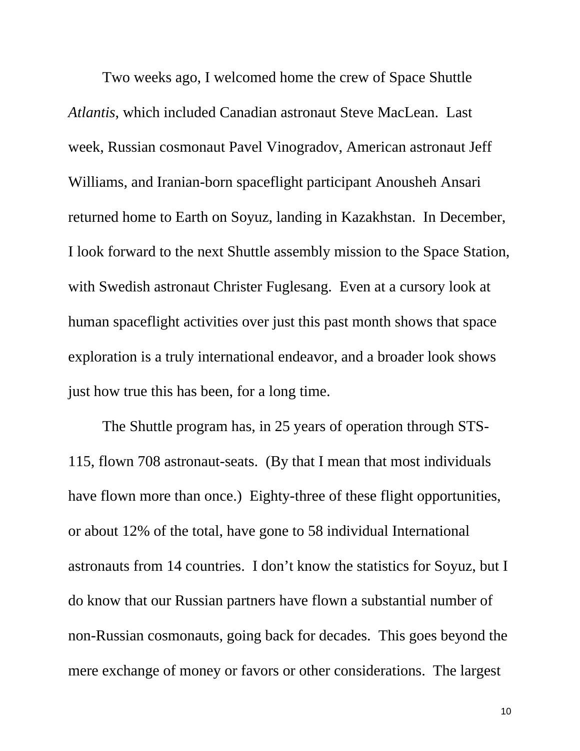Two weeks ago, I welcomed home the crew of Space Shuttle *Atlantis*, which included Canadian astronaut Steve MacLean. Last week, Russian cosmonaut Pavel Vinogradov, American astronaut Jeff Williams, and Iranian-born spaceflight participant Anousheh Ansari returned home to Earth on Soyuz, landing in Kazakhstan. In December, I look forward to the next Shuttle assembly mission to the Space Station, with Swedish astronaut Christer Fuglesang. Even at a cursory look at human spaceflight activities over just this past month shows that space exploration is a truly international endeavor, and a broader look shows just how true this has been, for a long time.

The Shuttle program has, in 25 years of operation through STS-115, flown 708 astronaut-seats. (By that I mean that most individuals have flown more than once.) Eighty-three of these flight opportunities, or about 12% of the total, have gone to 58 individual International astronauts from 14 countries. I don't know the statistics for Soyuz, but I do know that our Russian partners have flown a substantial number of non-Russian cosmonauts, going back for decades. This goes beyond the mere exchange of money or favors or other considerations. The largest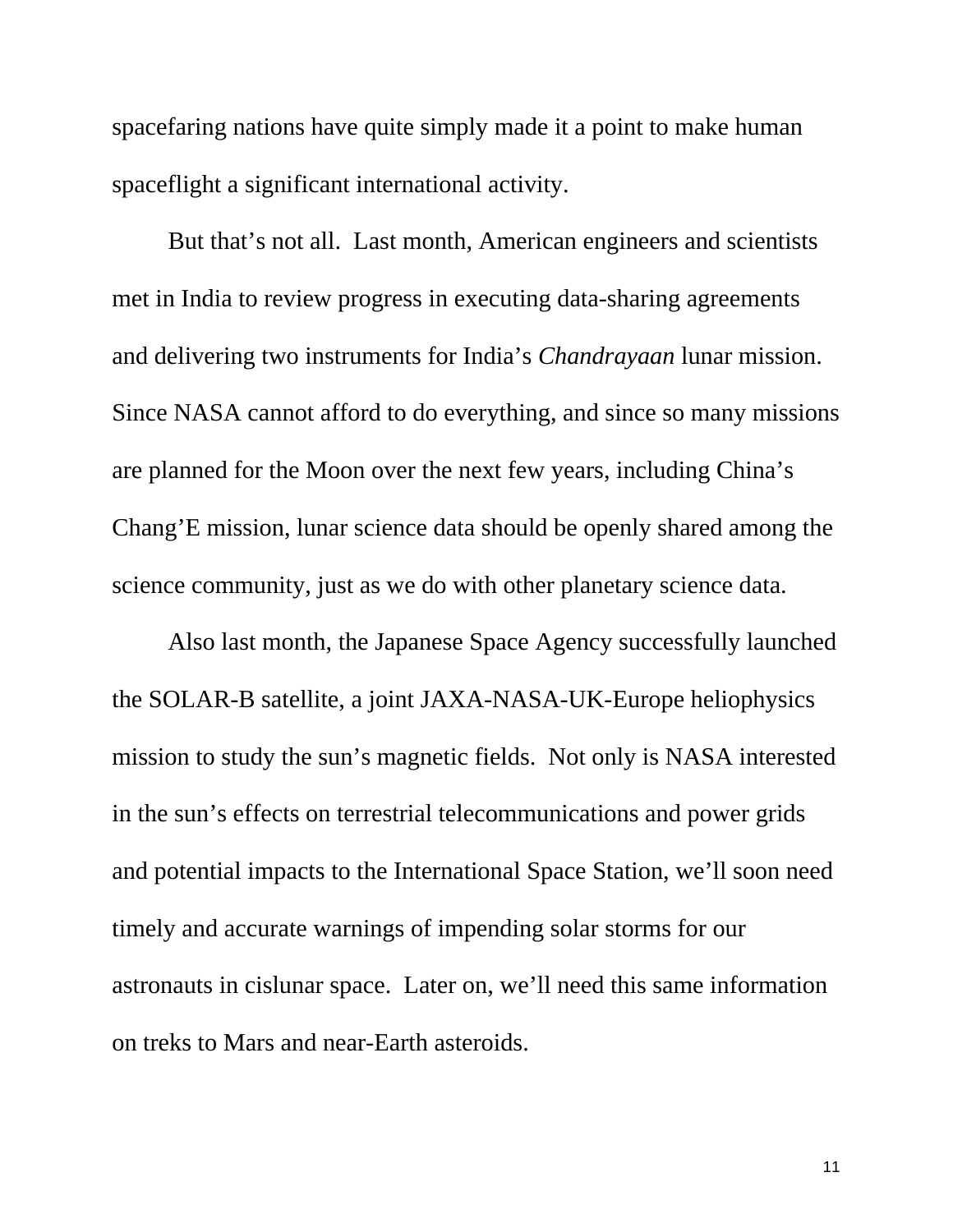spacefaring nations have quite simply made it a point to make human spaceflight a significant international activity.

But that's not all. Last month, American engineers and scientists met in India to review progress in executing data-sharing agreements and delivering two instruments for India's *Chandrayaan* lunar mission. Since NASA cannot afford to do everything, and since so many missions are planned for the Moon over the next few years, including China's Chang'E mission, lunar science data should be openly shared among the science community, just as we do with other planetary science data.

Also last month, the Japanese Space Agency successfully launched the SOLAR-B satellite, a joint JAXA-NASA-UK-Europe heliophysics mission to study the sun's magnetic fields. Not only is NASA interested in the sun's effects on terrestrial telecommunications and power grids and potential impacts to the International Space Station, we'll soon need timely and accurate warnings of impending solar storms for our astronauts in cislunar space. Later on, we'll need this same information on treks to Mars and near-Earth asteroids.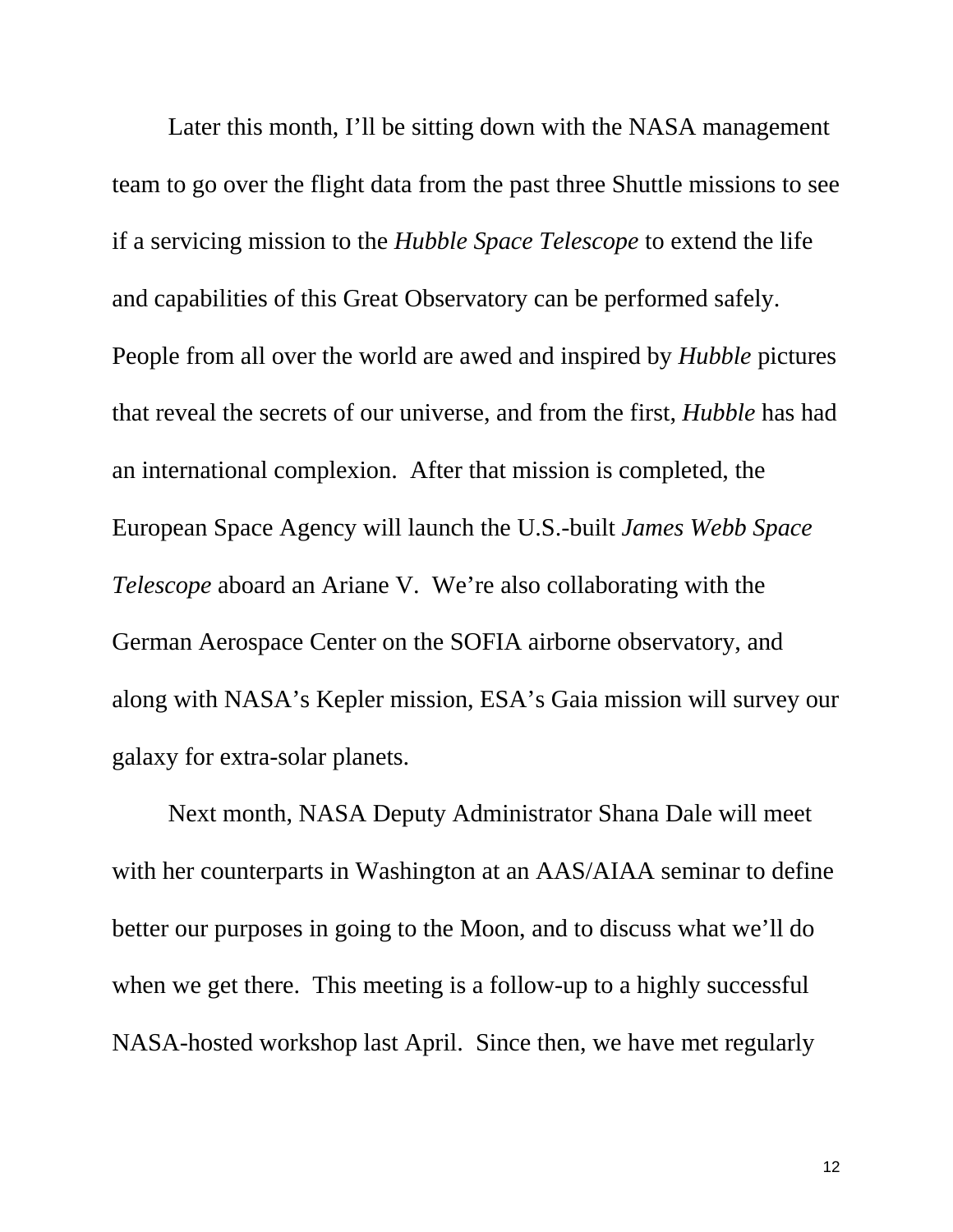Later this month, I'll be sitting down with the NASA management team to go over the flight data from the past three Shuttle missions to see if a servicing mission to the *Hubble Space Telescope* to extend the life and capabilities of this Great Observatory can be performed safely. People from all over the world are awed and inspired by *Hubble* pictures that reveal the secrets of our universe, and from the first, *Hubble* has had an international complexion. After that mission is completed, the European Space Agency will launch the U.S.-built *James Webb Space Telescope* aboard an Ariane V. We're also collaborating with the German Aerospace Center on the SOFIA airborne observatory, and along with NASA's Kepler mission, ESA's Gaia mission will survey our galaxy for extra-solar planets.

Next month, NASA Deputy Administrator Shana Dale will meet with her counterparts in Washington at an AAS/AIAA seminar to define better our purposes in going to the Moon, and to discuss what we'll do when we get there. This meeting is a follow-up to a highly successful NASA-hosted workshop last April. Since then, we have met regularly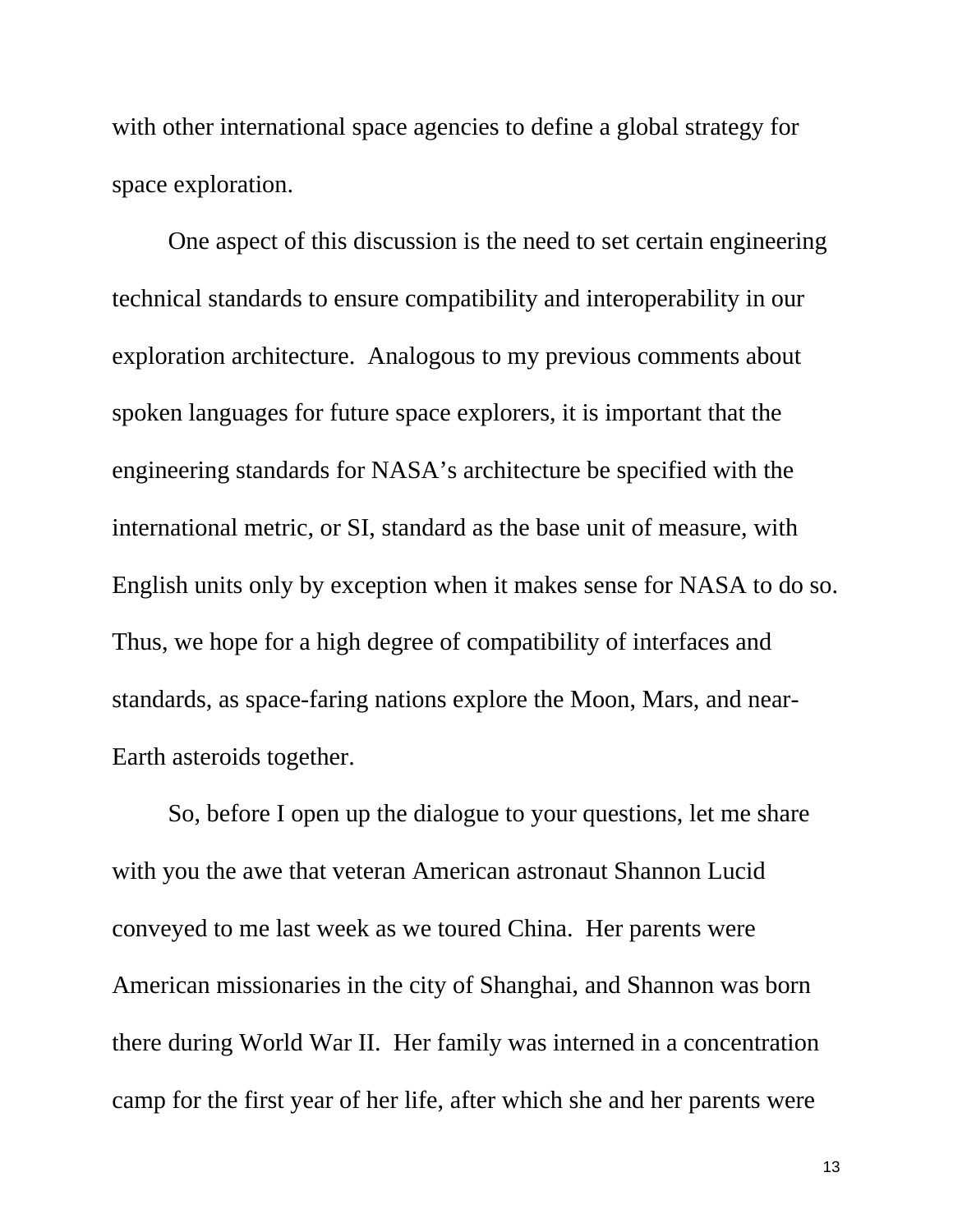with other international space agencies to define a global strategy for space exploration.

One aspect of this discussion is the need to set certain engineering technical standards to ensure compatibility and interoperability in our exploration architecture. Analogous to my previous comments about spoken languages for future space explorers, it is important that the engineering standards for NASA's architecture be specified with the international metric, or SI, standard as the base unit of measure, with English units only by exception when it makes sense for NASA to do so. Thus, we hope for a high degree of compatibility of interfaces and standards, as space-faring nations explore the Moon, Mars, and near-Earth asteroids together.

So, before I open up the dialogue to your questions, let me share with you the awe that veteran American astronaut Shannon Lucid conveyed to me last week as we toured China. Her parents were American missionaries in the city of Shanghai, and Shannon was born there during World War II. Her family was interned in a concentration camp for the first year of her life, after which she and her parents were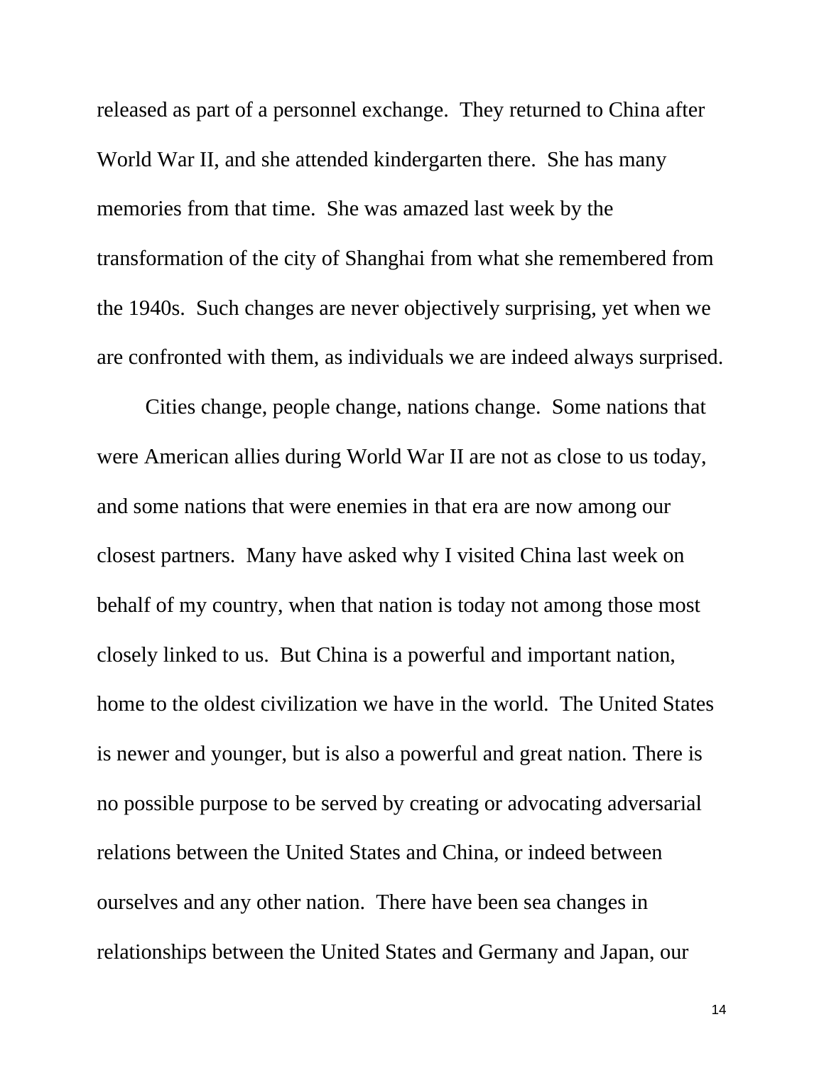released as part of a personnel exchange. They returned to China after World War II, and she attended kindergarten there. She has many memories from that time. She was amazed last week by the transformation of the city of Shanghai from what she remembered from the 1940s. Such changes are never objectively surprising, yet when we are confronted with them, as individuals we are indeed always surprised.

Cities change, people change, nations change. Some nations that were American allies during World War II are not as close to us today, and some nations that were enemies in that era are now among our closest partners. Many have asked why I visited China last week on behalf of my country, when that nation is today not among those most closely linked to us. But China is a powerful and important nation, home to the oldest civilization we have in the world. The United States is newer and younger, but is also a powerful and great nation. There is no possible purpose to be served by creating or advocating adversarial relations between the United States and China, or indeed between ourselves and any other nation. There have been sea changes in relationships between the United States and Germany and Japan, our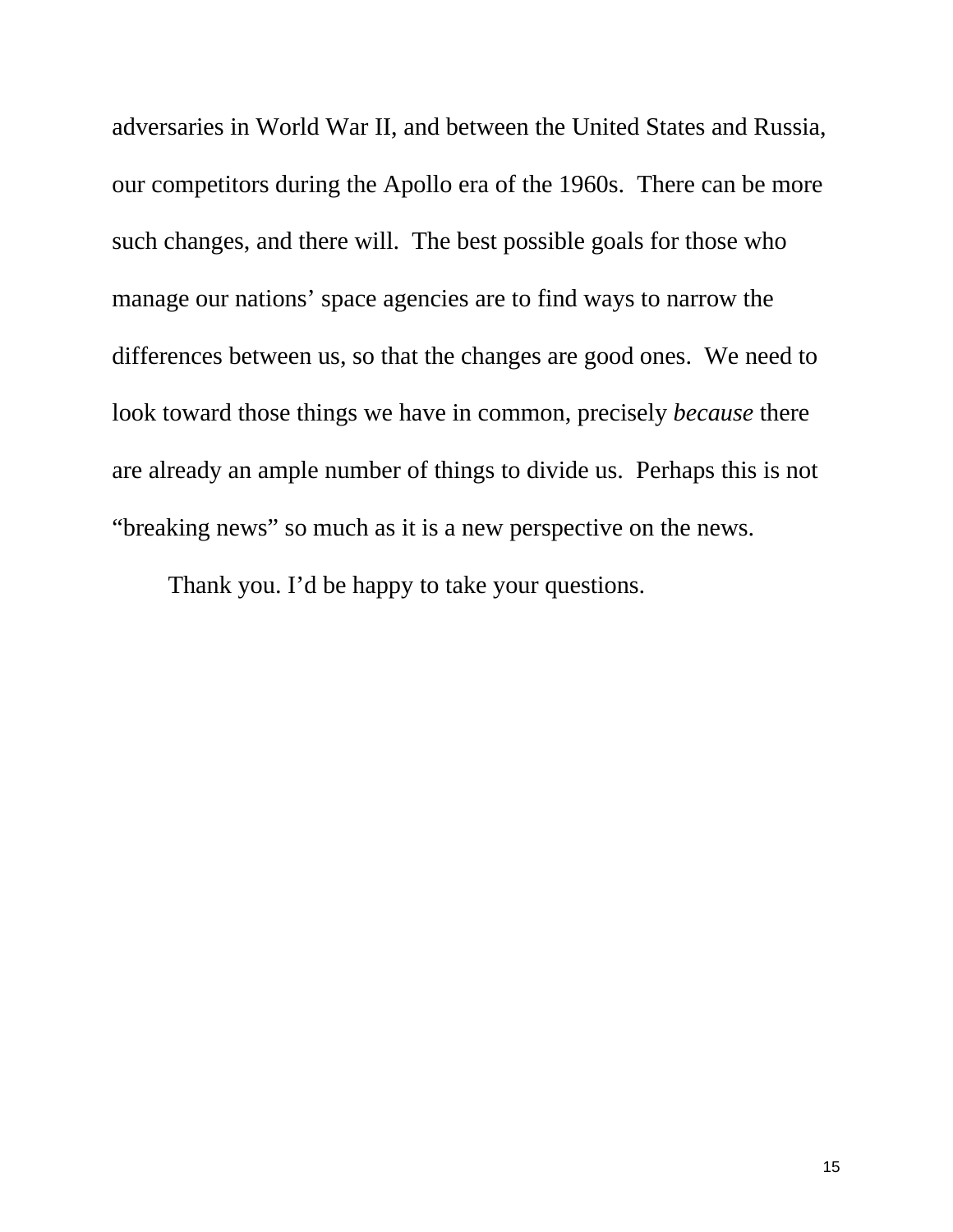adversaries in World War II, and between the United States and Russia, our competitors during the Apollo era of the 1960s. There can be more such changes, and there will. The best possible goals for those who manage our nations' space agencies are to find ways to narrow the differences between us, so that the changes are good ones. We need to look toward those things we have in common, precisely *because* there are already an ample number of things to divide us. Perhaps this is not "breaking news" so much as it is a new perspective on the news.

Thank you. I'd be happy to take your questions.